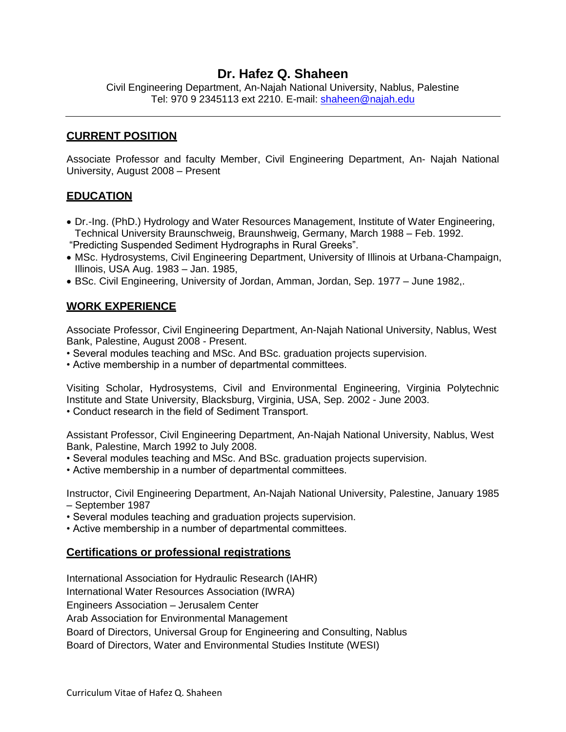# Dr. Hafez Q. Shaheen

Civil Engineering Department, An-Najah National University, Nablus, Palestine
Tel: 970 9 2345113 ext 2210. E-mail: shaheen@najah.edu

---

## CURRENT POSITION

Associate Professor and faculty Member, Civil Engineering Department, An- Najah National University, August 2008 – Present

## EDUCATION

- Dr.-Ing. (PhD.) Hydrology and Water Resources Management, Institute of Water Engineering, Technical University Braunschweig, Braunshweig, Germany, March 1988 – Feb. 1992.
  "Predicting Suspended Sediment Hydrographs in Rural Greeks".
- MSc. Hydrosystems, Civil Engineering Department, University of Illinois at Urbana-Champaign, Illinois, USA Aug. 1983 – Jan. 1985,
- BSc. Civil Engineering, University of Jordan, Amman, Jordan, Sep. 1977 – June 1982,.

## WORK EXPERIENCE

Associate Professor, Civil Engineering Department, An-Najah National University, Nablus, West Bank, Palestine, August 2008 - Present.

- Several modules teaching and MSc. And BSc. graduation projects supervision.
- Active membership in a number of departmental committees.

Visiting Scholar, Hydrosystems, Civil and Environmental Engineering, Virginia Polytechnic Institute and State University, Blacksburg, Virginia, USA, Sep. 2002 - June 2003.

- Conduct research in the field of Sediment Transport.

Assistant Professor, Civil Engineering Department, An-Najah National University, Nablus, West Bank, Palestine, March 1992 to July 2008.

- Several modules teaching and MSc. And BSc. graduation projects supervision.
- Active membership in a number of departmental committees.

Instructor, Civil Engineering Department, An-Najah National University, Palestine, January 1985 – September 1987

- Several modules teaching and graduation projects supervision.
- Active membership in a number of departmental committees.

## Certifications or professional registrations

International Association for Hydraulic Research (IAHR)
International Water Resources Association (IWRA)
Engineers Association – Jerusalem Center
Arab Association for Environmental Management
Board of Directors, Universal Group for Engineering and Consulting, Nablus
Board of Directors, Water and Environmental Studies Institute (WESI)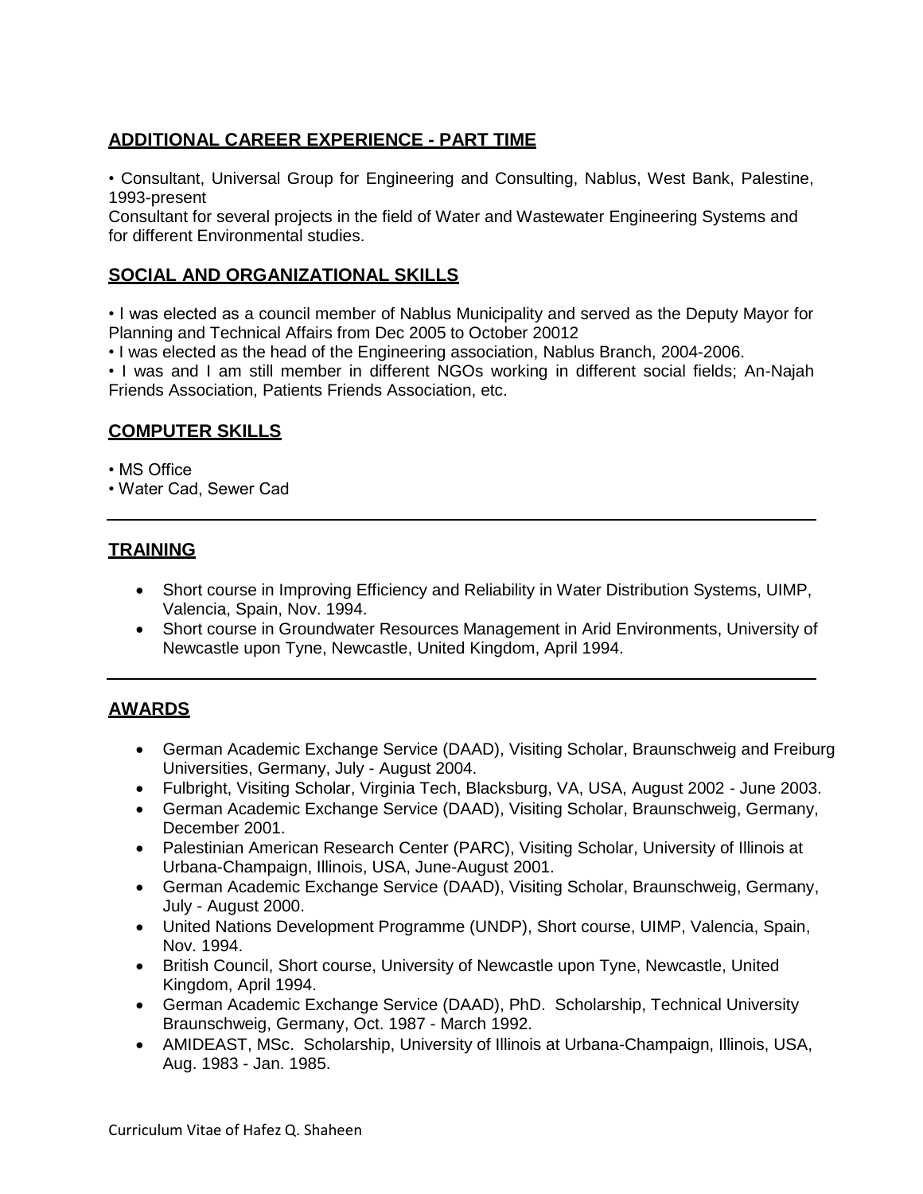## ADDITIONAL CAREER EXPERIENCE - PART TIME

• Consultant, Universal Group for Engineering and Consulting, Nablus, West Bank, Palestine, 1993-present
Consultant for several projects in the field of Water and Wastewater Engineering Systems and for different Environmental studies.

## SOCIAL AND ORGANIZATIONAL SKILLS

• I was elected as a council member of Nablus Municipality and served as the Deputy Mayor for Planning and Technical Affairs from Dec 2005 to October 20012
• I was elected as the head of the Engineering association, Nablus Branch, 2004-2006.
• I was and I am still member in different NGOs working in different social fields; An-Najah Friends Association, Patients Friends Association, etc.

## COMPUTER SKILLS

• MS Office
• Water Cad, Sewer Cad

---

## TRAINING

- Short course in Improving Efficiency and Reliability in Water Distribution Systems, UIMP, Valencia, Spain, Nov. 1994.
- Short course in Groundwater Resources Management in Arid Environments, University of Newcastle upon Tyne, Newcastle, United Kingdom, April 1994.

---

## AWARDS

- German Academic Exchange Service (DAAD), Visiting Scholar, Braunschweig and Freiburg Universities, Germany, July - August 2004.
- Fulbright, Visiting Scholar, Virginia Tech, Blacksburg, VA, USA, August 2002 - June 2003.
- German Academic Exchange Service (DAAD), Visiting Scholar, Braunschweig, Germany, December 2001.
- Palestinian American Research Center (PARC), Visiting Scholar, University of Illinois at Urbana-Champaign, Illinois, USA, June-August 2001.
- German Academic Exchange Service (DAAD), Visiting Scholar, Braunschweig, Germany, July - August 2000.
- United Nations Development Programme (UNDP), Short course, UIMP, Valencia, Spain, Nov. 1994.
- British Council, Short course, University of Newcastle upon Tyne, Newcastle, United Kingdom, April 1994.
- German Academic Exchange Service (DAAD), PhD. Scholarship, Technical University Braunschweig, Germany, Oct. 1987 - March 1992.
- AMIDEAST, MSc. Scholarship, University of Illinois at Urbana-Champaign, Illinois, USA, Aug. 1983 - Jan. 1985.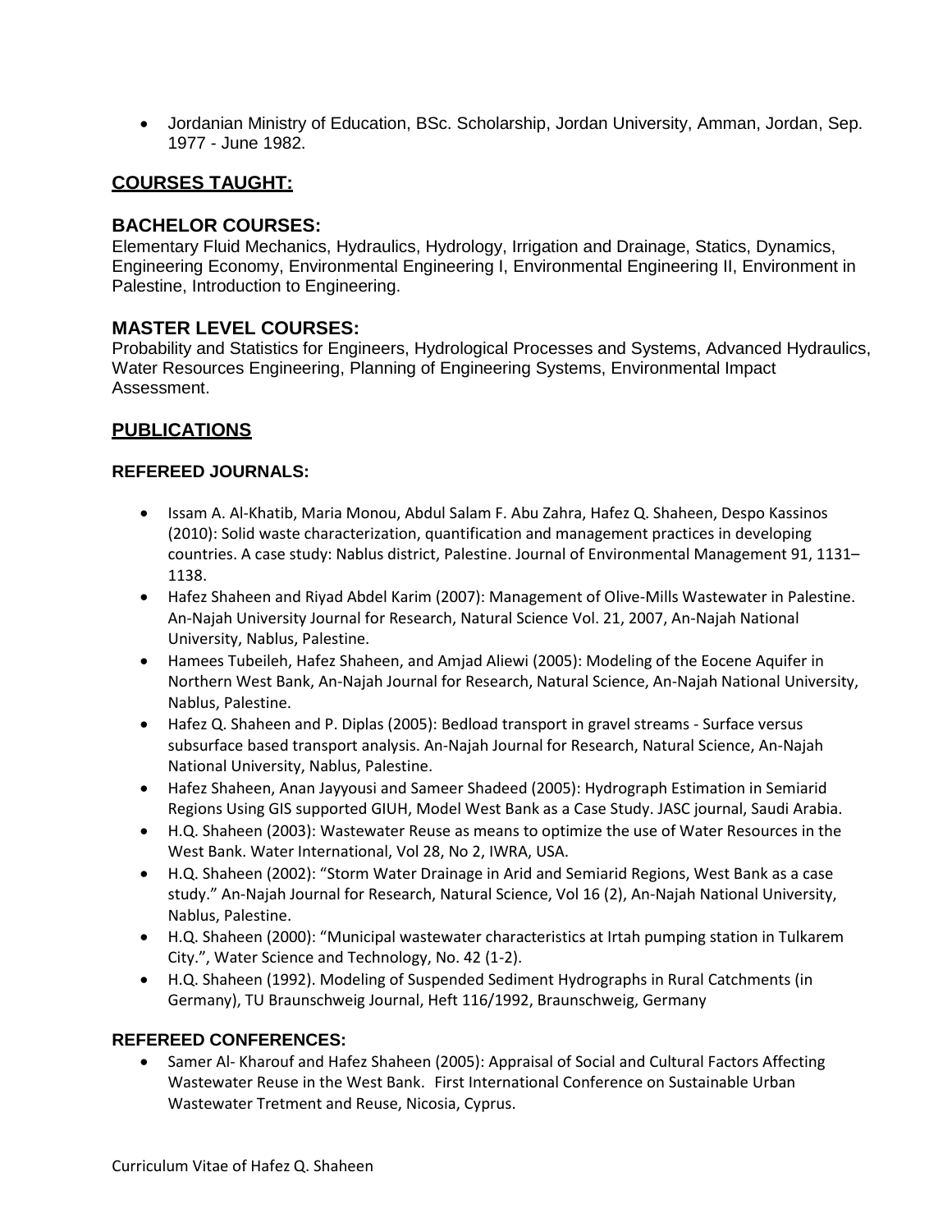- Jordanian Ministry of Education, BSc. Scholarship, Jordan University, Amman, Jordan, Sep. 1977 - June 1982.

## COURSES TAUGHT:

### BACHELOR COURSES:

Elementary Fluid Mechanics, Hydraulics, Hydrology, Irrigation and Drainage, Statics, Dynamics, Engineering Economy, Environmental Engineering I, Environmental Engineering II, Environment in Palestine, Introduction to Engineering.

### MASTER LEVEL COURSES:

Probability and Statistics for Engineers, Hydrological Processes and Systems, Advanced Hydraulics, Water Resources Engineering, Planning of Engineering Systems, Environmental Impact Assessment.

## PUBLICATIONS

### REFEREED JOURNALS:

- Issam A. Al-Khatib, Maria Monou, Abdul Salam F. Abu Zahra, Hafez Q. Shaheen, Despo Kassinos (2010): Solid waste characterization, quantification and management practices in developing countries. A case study: Nablus district, Palestine. Journal of Environmental Management 91, 1131–1138.
- Hafez Shaheen and Riyad Abdel Karim (2007): Management of Olive-Mills Wastewater in Palestine. An-Najah University Journal for Research, Natural Science Vol. 21, 2007, An-Najah National University, Nablus, Palestine.
- Hamees Tubeileh, Hafez Shaheen, and Amjad Aliewi (2005): Modeling of the Eocene Aquifer in Northern West Bank, An-Najah Journal for Research, Natural Science, An-Najah National University, Nablus, Palestine.
- Hafez Q. Shaheen and P. Diplas (2005): Bedload transport in gravel streams - Surface versus subsurface based transport analysis. An-Najah Journal for Research, Natural Science, An-Najah National University, Nablus, Palestine.
- Hafez Shaheen, Anan Jayyousi and Sameer Shadeed (2005): Hydrograph Estimation in Semiarid Regions Using GIS supported GIUH, Model West Bank as a Case Study. JASC journal, Saudi Arabia.
- H.Q. Shaheen (2003): Wastewater Reuse as means to optimize the use of Water Resources in the West Bank. Water International, Vol 28, No 2, IWRA, USA.
- H.Q. Shaheen (2002): "Storm Water Drainage in Arid and Semiarid Regions, West Bank as a case study." An-Najah Journal for Research, Natural Science, Vol 16 (2), An-Najah National University, Nablus, Palestine.
- H.Q. Shaheen (2000): "Municipal wastewater characteristics at Irtah pumping station in Tulkarem City.", Water Science and Technology, No. 42 (1-2).
- H.Q. Shaheen (1992). Modeling of Suspended Sediment Hydrographs in Rural Catchments (in Germany), TU Braunschweig Journal, Heft 116/1992, Braunschweig, Germany

### REFEREED CONFERENCES:

- Samer Al- Kharouf and Hafez Shaheen (2005): Appraisal of Social and Cultural Factors Affecting Wastewater Reuse in the West Bank. First International Conference on Sustainable Urban Wastewater Tretment and Reuse, Nicosia, Cyprus.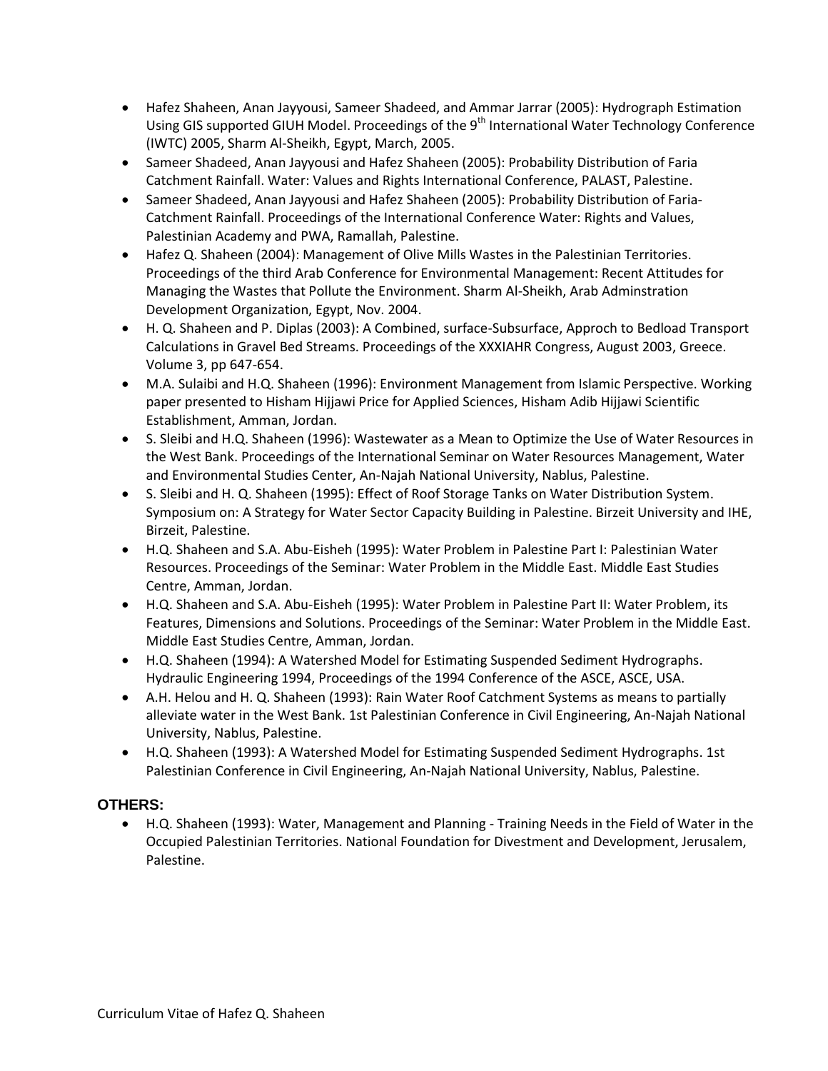- Hafez Shaheen, Anan Jayyousi, Sameer Shadeed, and Ammar Jarrar (2005): Hydrograph Estimation Using GIS supported GIUH Model. Proceedings of the 9th International Water Technology Conference (IWTC) 2005, Sharm Al-Sheikh, Egypt, March, 2005.
- Sameer Shadeed, Anan Jayyousi and Hafez Shaheen (2005): Probability Distribution of Faria Catchment Rainfall. Water: Values and Rights International Conference, PALAST, Palestine.
- Sameer Shadeed, Anan Jayyousi and Hafez Shaheen (2005): Probability Distribution of Faria-Catchment Rainfall. Proceedings of the International Conference Water: Rights and Values, Palestinian Academy and PWA, Ramallah, Palestine.
- Hafez Q. Shaheen (2004): Management of Olive Mills Wastes in the Palestinian Territories. Proceedings of the third Arab Conference for Environmental Management: Recent Attitudes for Managing the Wastes that Pollute the Environment. Sharm Al-Sheikh, Arab Adminstration Development Organization, Egypt, Nov. 2004.
- H. Q. Shaheen and P. Diplas (2003): A Combined, surface-Subsurface, Approch to Bedload Transport Calculations in Gravel Bed Streams. Proceedings of the XXXIAHR Congress, August 2003, Greece. Volume 3, pp 647-654.
- M.A. Sulaibi and H.Q. Shaheen (1996): Environment Management from Islamic Perspective. Working paper presented to Hisham Hijjawi Price for Applied Sciences, Hisham Adib Hijjawi Scientific Establishment, Amman, Jordan.
- S. Sleibi and H.Q. Shaheen (1996): Wastewater as a Mean to Optimize the Use of Water Resources in the West Bank. Proceedings of the International Seminar on Water Resources Management, Water and Environmental Studies Center, An-Najah National University, Nablus, Palestine.
- S. Sleibi and H. Q. Shaheen (1995): Effect of Roof Storage Tanks on Water Distribution System. Symposium on: A Strategy for Water Sector Capacity Building in Palestine. Birzeit University and IHE, Birzeit, Palestine.
- H.Q. Shaheen and S.A. Abu-Eisheh (1995): Water Problem in Palestine Part I: Palestinian Water Resources. Proceedings of the Seminar: Water Problem in the Middle East. Middle East Studies Centre, Amman, Jordan.
- H.Q. Shaheen and S.A. Abu-Eisheh (1995): Water Problem in Palestine Part II: Water Problem, its Features, Dimensions and Solutions. Proceedings of the Seminar: Water Problem in the Middle East. Middle East Studies Centre, Amman, Jordan.
- H.Q. Shaheen (1994): A Watershed Model for Estimating Suspended Sediment Hydrographs. Hydraulic Engineering 1994, Proceedings of the 1994 Conference of the ASCE, ASCE, USA.
- A.H. Helou and H. Q. Shaheen (1993): Rain Water Roof Catchment Systems as means to partially alleviate water in the West Bank. 1st Palestinian Conference in Civil Engineering, An-Najah National University, Nablus, Palestine.
- H.Q. Shaheen (1993): A Watershed Model for Estimating Suspended Sediment Hydrographs. 1st Palestinian Conference in Civil Engineering, An-Najah National University, Nablus, Palestine.

## OTHERS:

- H.Q. Shaheen (1993): Water, Management and Planning - Training Needs in the Field of Water in the Occupied Palestinian Territories. National Foundation for Divestment and Development, Jerusalem, Palestine.